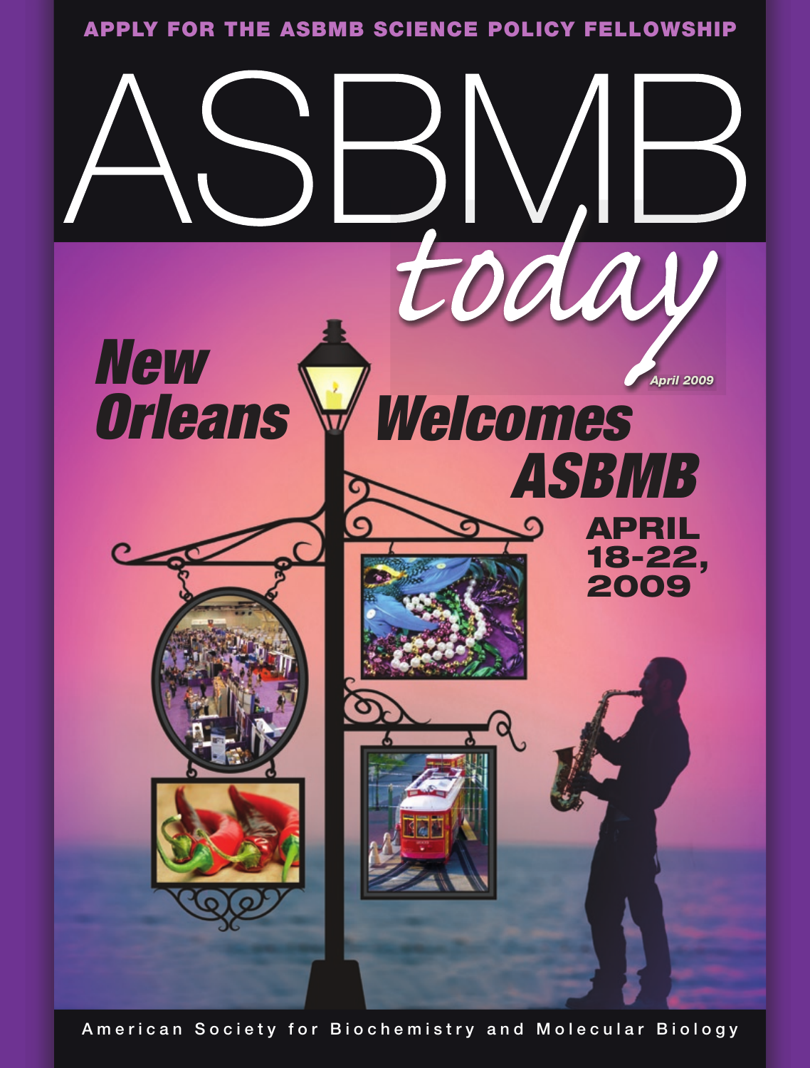**APPLY FOR THE ASBMB SCIENCE POLICY FELLOWSHIP**

# ASBMB *today*

*April 2009*

## *New Orleans Welcomes ASBMB*

**APRIL 18-22, 2009**

American Society for Biochemistry and Molecular Biology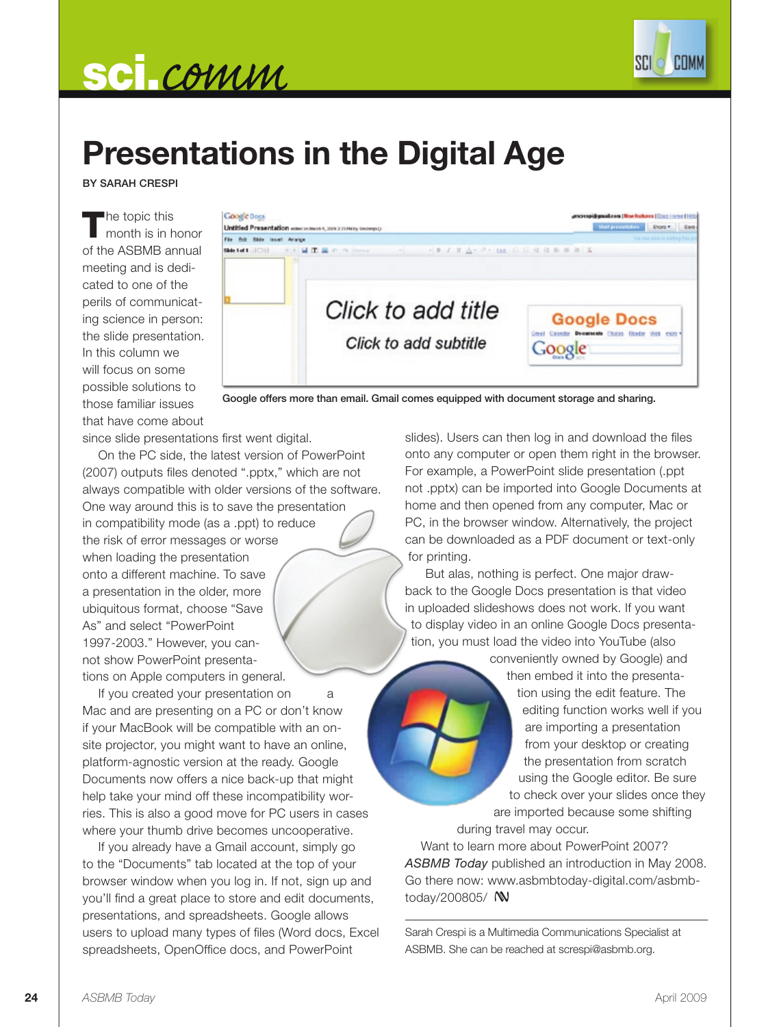# Presentations in the Digital Age

**BY SARAH CRESPI**

The topic this month is in honor of the ASBMB annual meeting and is dedicated to one of the perils of communicating science in person: the slide presentation. In this column we will focus on some possible solutions to those familiar issues that have come about since slide presentations first went digital.

Google offers more than email. Gmail comes equipped with document storage and sharing.

On the PC side, the latest version of PowerPoint (2007) outputs files denoted ".pptx," which are not always compatible with older versions of the software. One way around this is to save the presentation in compatibility mode (as a .ppt) to reduce the risk of error messages or worse when loading the presentation onto a different machine. To save a presentation in the older, more ubiquitous format, choose "Save As" and select "PowerPoint 1997-2003." However, you cannot show PowerPoint presentations on Apple computers in general.

If you created your presentation on a Mac and are presenting on a PC or don't know if your MacBook will be compatible with an on-site projector, you might want to have an online, platform-agnostic version at the ready. Google Documents now offers a nice back-up that might help take your mind off these incompatibility worries. This is also a good move for PC users in cases where your thumb drive becomes uncooperative.

If you already have a Gmail account, simply go to the "Documents" tab located at the top of your browser window when you log in. If not, sign up and you'll find a great place to store and edit documents, presentations, and spreadsheets. Google allows users to upload many types of files (Word docs, Excel spreadsheets, OpenOffice docs, and PowerPoint slides). Users can then log in and download the files onto any computer or open them right in the browser. For example, a PowerPoint slide presentation (.ppt not .pptx) can be imported into Google Documents at home and then opened from any computer, Mac or PC, in the browser window. Alternatively, the project can be downloaded as a PDF document or text-only for printing.

But alas, nothing is perfect. One major drawback to the Google Docs presentation is that video in uploaded slideshows does not work. If you want to display video in an online Google Docs presentation, you must load the video into YouTube (also conveniently owned by Google) and then embed it into the presentation using the edit feature. The editing function works well if you are importing a presentation from your desktop or creating the presentation from scratch using the Google editor. Be sure to check over your slides once they are imported because some shifting during travel may occur.

Want to learn more about PowerPoint 2007? *ASBMB Today* published an introduction in May 2008. Go there now: www.asbmbtoday-digital.com/asbmb-today/200805/

---

Sarah Crespi is a Multimedia Communications Specialist at ASBMB. She can be reached at screspi@asbmb.org.